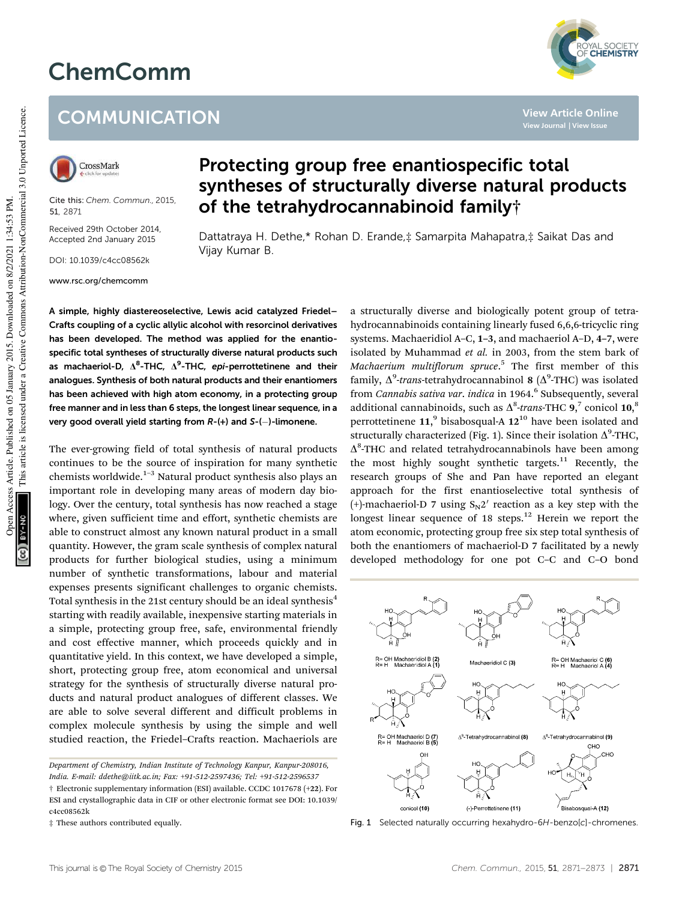# Protecting group free enantiospecific total syntheses of structurally diverse natural products of the tetrahydrocannabinoid family†

Dattatraya H. Dethe,* Rohan D. Erande,‡ Samarpita Mahapatra,‡ Saikat Das and Vijay Kumar B.

Cite this: *Chem. Commun.*, 2015, 51, 2871

Received 29th October 2014, Accepted 2nd January 2015

DOI: 10.1039/c4cc08562k

www.rsc.org/chemcomm

**A simple, highly diastereoselective, Lewis acid catalyzed Friedel–Crafts coupling of a cyclic allylic alcohol with resorcinol derivatives has been developed. The method was applied for the enantiospecific total syntheses of structurally diverse natural products such as machaeriol-D, $\Delta^8$-THC, $\Delta^9$-THC, *epi*-perrottetinene and their analogues. Synthesis of both natural products and their enantiomers has been achieved with high atom economy, in a protecting group free manner and in less than 6 steps, the longest linear sequence, in a very good overall yield starting from *R*-(+) and *S*-(−)-limonene.**

The ever-growing field of total synthesis of natural products continues to be the source of inspiration for many synthetic chemists worldwide.[1–3] Natural product synthesis also plays an important role in developing many areas of modern day biology. Over the century, total synthesis has now reached a stage where, given sufficient time and effort, synthetic chemists are able to construct almost any known natural product in a small quantity. However, the gram scale synthesis of complex natural products for further biological studies, using a minimum number of synthetic transformations, labour and material expenses presents significant challenges to organic chemists. Total synthesis in the 21st century should be an ideal synthesis[4] starting with readily available, inexpensive starting materials in a simple, protecting group free, safe, environmental friendly and cost effective manner, which proceeds quickly and in quantitative yield. In this context, we have developed a simple, short, protecting group free, atom economical and universal strategy for the synthesis of structurally diverse natural products and natural product analogues of different classes. We are able to solve several different and difficult problems in complex molecule synthesis by using the simple and well studied reaction, the Friedel–Crafts reaction. Machaeriols are a structurally diverse and biologically potent group of tetrahydrocannabinoids containing linearly fused 6,6,6-tricyclic ring systems. Machaeridiol A–C, **1–3**, and machaeriol A–D, **4–7**, were isolated by Muhammad *et al.* in 2003, from the stem bark of *Machaerium multiflorum spruce*.[5] The first member of this family, $\Delta^9$-*trans*-tetrahydrocannabinol **8** ($\Delta^9$-THC) was isolated from *Cannabis sativa var. indica* in 1964.[6] Subsequently, several additional cannabinoids, such as $\Delta^8$-*trans*-THC **9**,[7] conicol **10**,[8] perrottetinene **11**,[9] bisabosqual-A **12**[10] have been isolated and structurally characterized (Fig. 1). Since their isolation $\Delta^9$-THC, $\Delta^8$-THC and related tetrahydrocannabinols have been among the most highly sought synthetic targets.[11] Recently, the research groups of She and Pan have reported an elegant approach for the first enantioselective total synthesis of (+)-machaeriol-D **7** using $S_N2'$ reaction as a key step with the longest linear sequence of 18 steps.[12] Herein we report the atom economic, protecting group free six step total synthesis of both the enantiomers of machaeriol-D **7** facilitated by a newly developed methodology for one pot C–C and C–O bond

Fig. 1 Selected naturally occurring hexahydro-6*H*-benzo[*c*]-chromenes.

*Department of Chemistry, Indian Institute of Technology Kanpur, Kanpur-208016, India. E-mail: ddethe@iitk.ac.in; Fax: +91-512-2597436; Tel: +91-512-2596537*

† Electronic supplementary information (ESI) available. CCDC 1017678 (+**22**). For ESI and crystallographic data in CIF or other electronic format see DOI: 10.1039/c4cc08562k

‡ These authors contributed equally.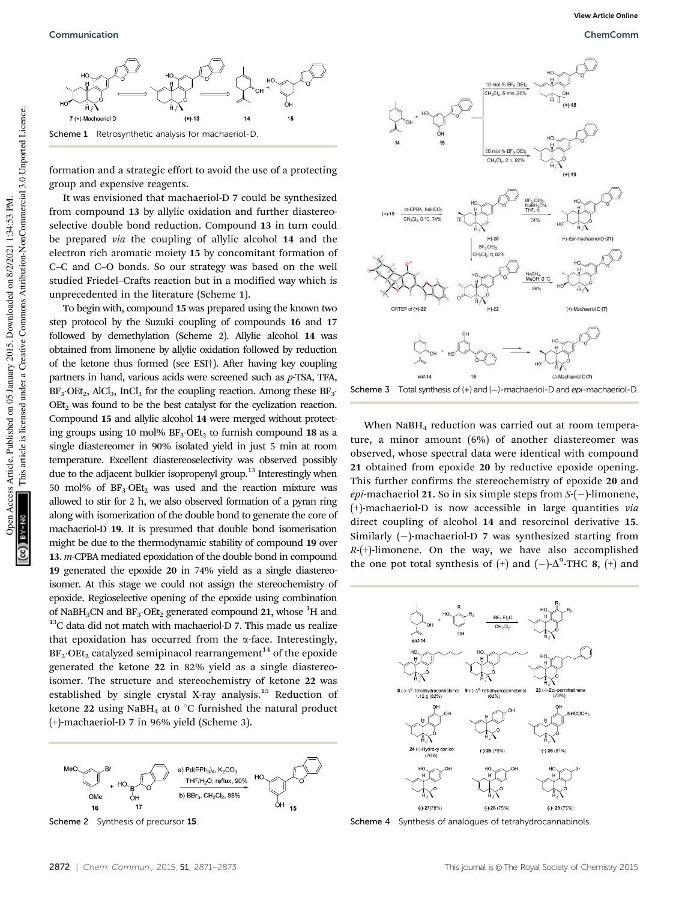Scheme 1 Retrosynthetic analysis for machaeriol-D.

formation and a strategic effort to avoid the use of a protecting group and expensive reagents.

It was envisioned that machaeriol-D **7** could be synthesized from compound **13** by allylic oxidation and further diastereoselective double bond reduction. Compound **13** in turn could be prepared *via* the coupling of allylic alcohol **14** and the electron rich aromatic moiety **15** by concomitant formation of C–C and C–O bonds. So our strategy was based on the well studied Friedel–Crafts reaction but in a modified way which is unprecedented in the literature (Scheme 1).

To begin with, compound **15** was prepared using the known two step protocol by the Suzuki coupling of compounds **16** and **17** followed by demethylation (Scheme 2). Allylic alcohol **14** was obtained from limonene by allylic oxidation followed by reduction of the ketone thus formed (see ESI†). After having key coupling partners in hand, various acids were screened such as *p*-TSA, TFA, $BF_3 \cdot OEt_2$, $AlCl_3$, $InCl_3$ for the coupling reaction. Among these $BF_3 \cdot OEt_2$ was found to be the best catalyst for the cyclization reaction. Compound **15** and allylic alcohol **14** were merged without protecting groups using 10 mol% $BF_3 \cdot OEt_2$ to furnish compound **18** as a single diastereomer in 90% isolated yield in just 5 min at room temperature. Excellent diastereoselectivity was observed possibly due to the adjacent bulkier isopropenyl group.[13] Interestingly when 50 mol% of $BF_3 \cdot OEt_2$ was used and the reaction mixture was allowed to stir for 2 h, we also observed formation of a pyran ring along with isomerization of the double bond to generate the core of machaeriol-D **19**. It is presumed that double bond isomerisation might be due to the thermodynamic stability of compound **19** over **13**. *m*-CPBA mediated epoxidation of the double bond in compound **19** generated the epoxide **20** in 74% yield as a single diastereoisomer. At this stage we could not assign the stereochemistry of epoxide. Regioselective opening of the epoxide using combination of $NaBH_3CN$ and $BF_3 \cdot OEt_2$ generated compound **21**, whose $^1H$ and $^{13}C$ data did not match with machaeriol-D **7**. This made us realize that epoxidation has occurred from the α-face. Interestingly, $BF_3 \cdot OEt_2$ catalyzed semipinacol rearrangement[14] of the epoxide generated the ketone **22** in 82% yield as a single diastereoisomer. The structure and stereochemistry of ketone **22** was established by single crystal X-ray analysis.[15] Reduction of ketone **22** using $NaBH_4$ at 0 °C furnished the natural product (+)-machaeriol-D **7** in 96% yield (Scheme 3).

Scheme 2 Synthesis of precursor **15**.

Scheme 3 Total synthesis of (+) and (−)-machaeriol-D and *epi*-machaeriol-D.

When $NaBH_4$ reduction was carried out at room temperature, a minor amount (6%) of another diastereomer was observed, whose spectral data were identical with compound **21** obtained from epoxide **20** by reductive epoxide opening. This further confirms the stereochemistry of epoxide **20** and *epi*-machaeriol **21**. So in six simple steps from *S*-(−)-limonene, (+)-machaeriol-D is now accessible in large quantities *via* direct coupling of alcohol **14** and resorcinol derivative **15**. Similarly (−)-machaeriol-D **7** was synthesized starting from *R*-(+)-limonene. On the way, we have also accomplished the one pot total synthesis of (+) and (−)-$\Delta^9$-THC **8**, (+) and

Scheme 4 Synthesis of analogues of tetrahydrocannabinols.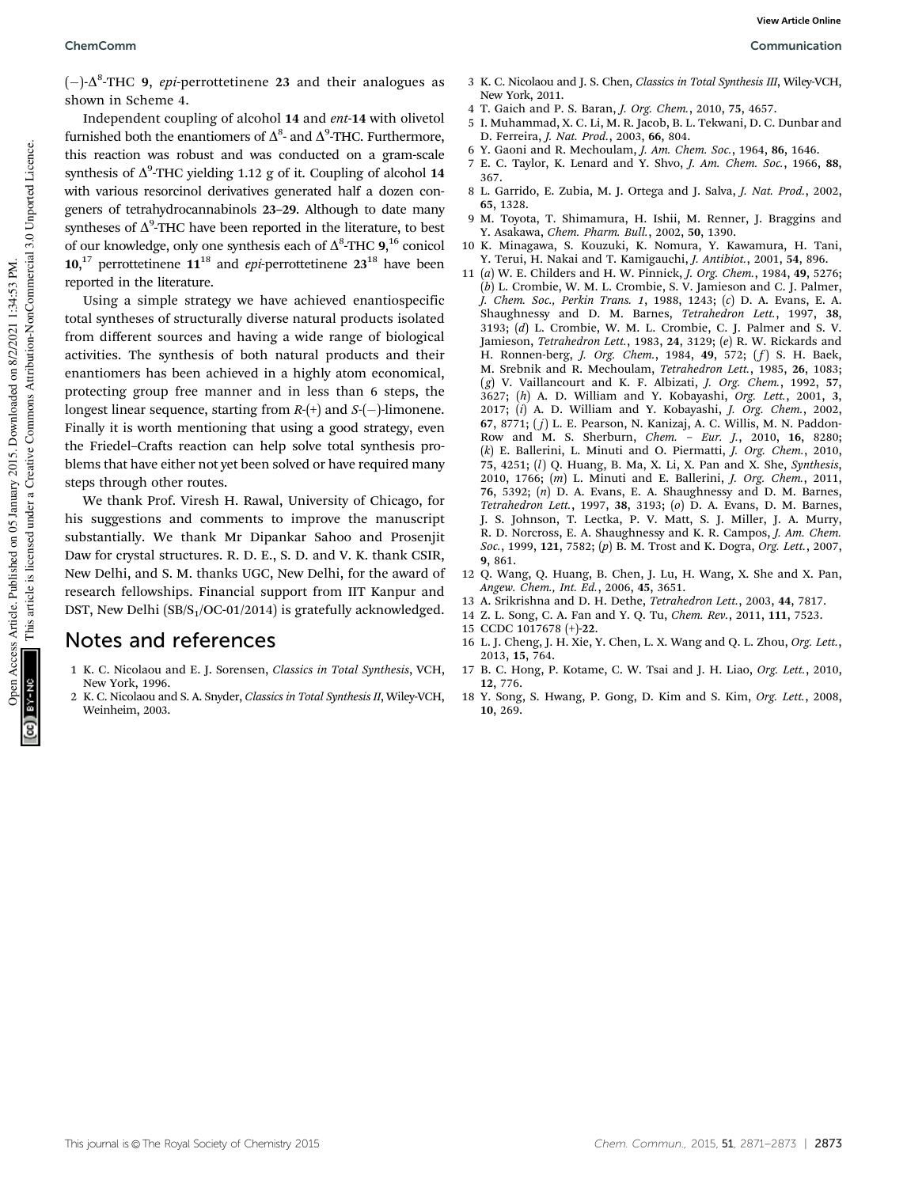(−)-$\Delta^8$-THC **9**, *epi*-perrottetinene **23** and their analogues as shown in Scheme 4.

Independent coupling of alcohol **14** and *ent*-**14** with olivetol furnished both the enantiomers of $\Delta^8$- and $\Delta^9$-THC. Furthermore, this reaction was robust and was conducted on a gram-scale synthesis of $\Delta^9$-THC yielding 1.12 g of it. Coupling of alcohol **14** with various resorcinol derivatives generated half a dozen congeners of tetrahydrocannabinols **23–29**. Although to date many syntheses of $\Delta^9$-THC have been reported in the literature, to best of our knowledge, only one synthesis each of $\Delta^8$-THC **9**,[16] conicol **10**,[17] perrottetinene **11**[18] and *epi*-perrottetinene **23**[18] have been reported in the literature.

Using a simple strategy we have achieved enantiospecific total syntheses of structurally diverse natural products isolated from different sources and having a wide range of biological activities. The synthesis of both natural products and their enantiomers has been achieved in a highly atom economical, protecting group free manner and in less than 6 steps, the longest linear sequence, starting from *R*-(+) and *S*-(−)-limonene. Finally it is worth mentioning that using a good strategy, even the Friedel–Crafts reaction can help solve total synthesis problems that have either not yet been solved or have required many steps through other routes.

We thank Prof. Viresh H. Rawal, University of Chicago, for his suggestions and comments to improve the manuscript substantially. We thank Mr Dipankar Sahoo and Prosenjit Daw for crystal structures. R. D. E., S. D. and V. K. thank CSIR, New Delhi, and S. M. thanks UGC, New Delhi, for the award of research fellowships. Financial support from IIT Kanpur and DST, New Delhi (SB/$S_1$/OC-01/2014) is gratefully acknowledged.

## Notes and references

1. K. C. Nicolaou and E. J. Sorensen, *Classics in Total Synthesis*, VCH, New York, 1996.
2. K. C. Nicolaou and S. A. Snyder, *Classics in Total Synthesis II*, Wiley-VCH, Weinheim, 2003.
3. K. C. Nicolaou and J. S. Chen, *Classics in Total Synthesis III*, Wiley-VCH, New York, 2011.
4. T. Gaich and P. S. Baran, *J. Org. Chem.*, 2010, **75**, 4657.
5. I. Muhammad, X. C. Li, M. R. Jacob, B. L. Tekwani, D. C. Dunbar and D. Ferreira, *J. Nat. Prod.*, 2003, **66**, 804.
6. Y. Gaoni and R. Mechoulam, *J. Am. Chem. Soc.*, 1964, **86**, 1646.
7. E. C. Taylor, K. Lenard and Y. Shvo, *J. Am. Chem. Soc.*, 1966, **88**, 367.
8. L. Garrido, E. Zubia, M. J. Ortega and J. Salva, *J. Nat. Prod.*, 2002, **65**, 1328.
9. M. Toyota, T. Shimamura, H. Ishii, M. Renner, J. Braggins and Y. Asakawa, *Chem. Pharm. Bull.*, 2002, **50**, 1390.
10. K. Minagawa, S. Kouzuki, K. Nomura, Y. Kawamura, H. Tani, Y. Terui, H. Nakai and T. Kamigauchi, *J. Antibiot.*, 2001, **54**, 896.
11. (*a*) W. E. Childers and H. W. Pinnick, *J. Org. Chem.*, 1984, **49**, 5276; (*b*) L. Crombie, W. M. L. Crombie, S. V. Jamieson and C. J. Palmer, *J. Chem. Soc., Perkin Trans. 1*, 1988, 1243; (*c*) D. A. Evans, E. A. Shaughnessy and D. M. Barnes, *Tetrahedron Lett.*, 1997, **38**, 3193; (*d*) L. Crombie, W. M. L. Crombie, C. J. Palmer and S. V. Jamieson, *Tetrahedron Lett.*, 1983, **24**, 3129; (*e*) R. W. Rickards and H. Ronnen-berg, *J. Org. Chem.*, 1984, **49**, 572; (*f*) S. H. Baek, M. Srebnik and R. Mechoulam, *Tetrahedron Lett.*, 1985, **26**, 1083; (*g*) V. Vaillancourt and K. F. Albizati, *J. Org. Chem.*, 1992, **57**, 3627; (*h*) A. D. William and Y. Kobayashi, *Org. Lett.*, 2001, **3**, 2017; (*i*) A. D. William and Y. Kobayashi, *J. Org. Chem.*, 2002, **67**, 8771; (*j*) L. E. Pearson, N. Kanizaj, A. C. Willis, M. N. Paddon-Row and M. S. Sherburn, *Chem. – Eur. J.*, 2010, **16**, 8280; (*k*) E. Ballerini, L. Minuti and O. Piermatti, *J. Org. Chem.*, 2010, **75**, 4251; (*l*) Q. Huang, B. Ma, X. Li, X. Pan and X. She, *Synthesis*, 2010, 1766; (*m*) L. Minuti and E. Ballerini, *J. Org. Chem.*, 2011, **76**, 5392; (*n*) D. A. Evans, E. A. Shaughnessy and D. M. Barnes, *Tetrahedron Lett.*, 1997, **38**, 3193; (*o*) D. A. Evans, D. M. Barnes, J. S. Johnson, T. Lectka, P. V. Matt, S. J. Miller, J. A. Murry, R. D. Norcross, E. A. Shaughnessy and K. R. Campos, *J. Am. Chem. Soc.*, 1999, **121**, 7582; (*p*) B. M. Trost and K. Dogra, *Org. Lett.*, 2007, **9**, 861.
12. Q. Wang, Q. Huang, B. Chen, J. Lu, H. Wang, X. She and X. Pan, *Angew. Chem., Int. Ed.*, 2006, **45**, 3651.
13. A. Srikrishna and D. H. Dethe, *Tetrahedron Lett.*, 2003, **44**, 7817.
14. Z. L. Song, C. A. Fan and Y. Q. Tu, *Chem. Rev.*, 2011, **111**, 7523.
15. CCDC 1017678 (+)-**22**.
16. L. J. Cheng, J. H. Xie, Y. Chen, L. X. Wang and Q. L. Zhou, *Org. Lett.*, 2013, **15**, 764.
17. B. C. Hong, P. Kotame, C. W. Tsai and J. H. Liao, *Org. Lett.*, 2010, **12**, 776.
18. Y. Song, S. Hwang, P. Gong, D. Kim and S. Kim, *Org. Lett.*, 2008, **10**, 269.